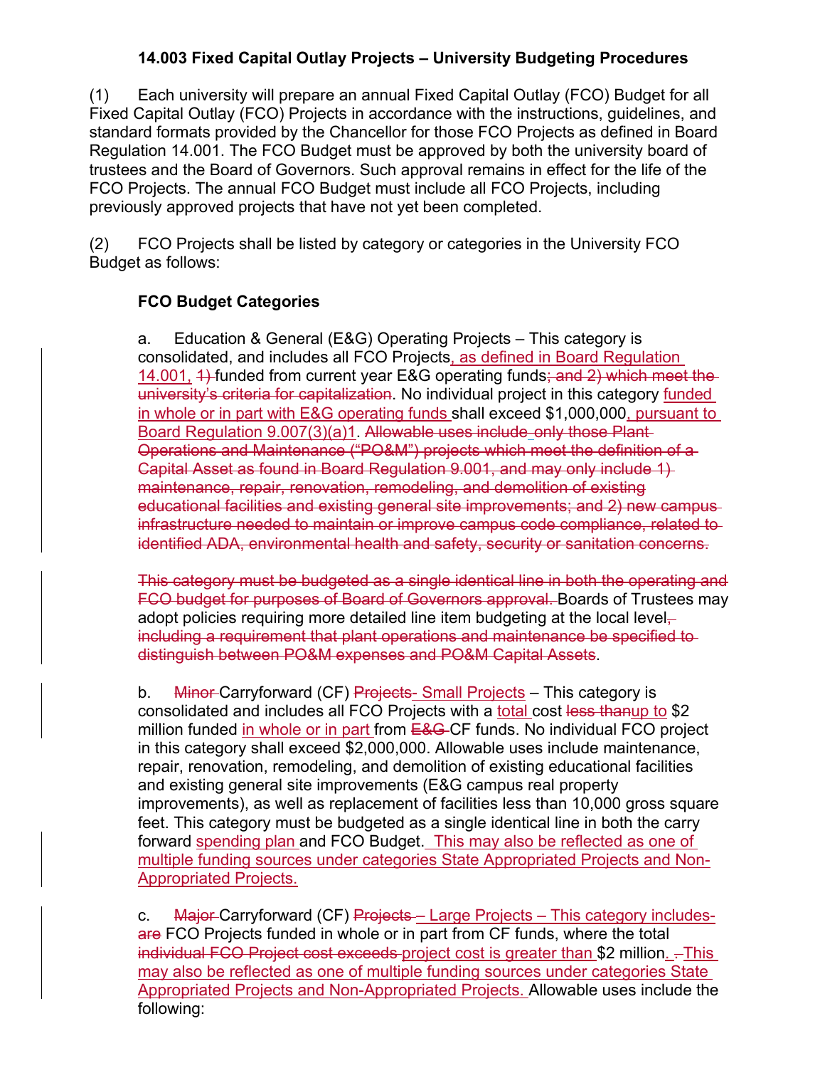**14.003 Fixed Capital Outlay Projects – University Budgeting Procedures**

(1) Each university will prepare an annual Fixed Capital Outlay (FCO) Budget for all Fixed Capital Outlay (FCO) Projects in accordance with the instructions, guidelines, and standard formats provided by the Chancellor for those FCO Projects as defined in Board Regulation 14.001. The FCO Budget must be approved by both the university board of trustees and the Board of Governors. Such approval remains in effect for the life of the FCO Projects. The annual FCO Budget must include all FCO Projects, including previously approved projects that have not yet been completed.

(2) FCO Projects shall be listed by category or categories in the University FCO Budget as follows:

**FCO Budget Categories**

a. Education & General (E&G) Operating Projects – This category is consolidated, and includes all FCO Projects<u>, as defined in Board Regulation 14.001,</u> ~~1)~~ funded from current year E&G operating funds~~; and 2) which meet the university's criteria for capitalization~~. No individual project in this category <u>funded in whole or in part with E&G operating funds</u> shall exceed $1,000,000<u>, pursuant to Board Regulation 9.007(3)(a)1</u>. ~~Allowable uses include only those Plant Operations and Maintenance ("PO&M") projects which meet the definition of a Capital Asset as found in Board Regulation 9.001, and may only include 1) maintenance, repair, renovation, remodeling, and demolition of existing educational facilities and existing general site improvements; and 2) new campus infrastructure needed to maintain or improve campus code compliance, related to identified ADA, environmental health and safety, security or sanitation concerns.~~

~~This category must be budgeted as a single identical line in both the operating and FCO budget for purposes of Board of Governors approval.~~ Boards of Trustees may adopt policies requiring more detailed line item budgeting at the local level~~, including a requirement that plant operations and maintenance be specified to distinguish between PO&M expenses and PO&M Capital Assets~~.

b. ~~Minor~~ Carryforward (CF) ~~Projects~~<u>- Small Projects</u> – This category is consolidated and includes all FCO Projects with a <u>total</u> cost ~~less than~~<u>up to</u> $2 million funded <u>in whole or in part</u> from ~~E&G~~ CF funds. No individual FCO project in this category shall exceed $2,000,000. Allowable uses include maintenance, repair, renovation, remodeling, and demolition of existing educational facilities and existing general site improvements (E&G campus real property improvements), as well as replacement of facilities less than 10,000 gross square feet. This category must be budgeted as a single identical line in both the carry forward <u>spending plan</u> and FCO Budget. <u>This may also be reflected as one of multiple funding sources under categories State Appropriated Projects and Non-Appropriated Projects.</u>

c. ~~Major~~ Carryforward (CF) ~~Projects~~ <u>– Large Projects – This category includes</u> ~~-are~~ FCO Projects funded in whole or in part from CF funds, where the total ~~individual FCO Project cost exceeds~~ <u>project cost is greater than</u> $2 million<u>.</u> ~~.~~ <u>This may also be reflected as one of multiple funding sources under categories State Appropriated Projects and Non-Appropriated Projects.</u> Allowable uses include the following: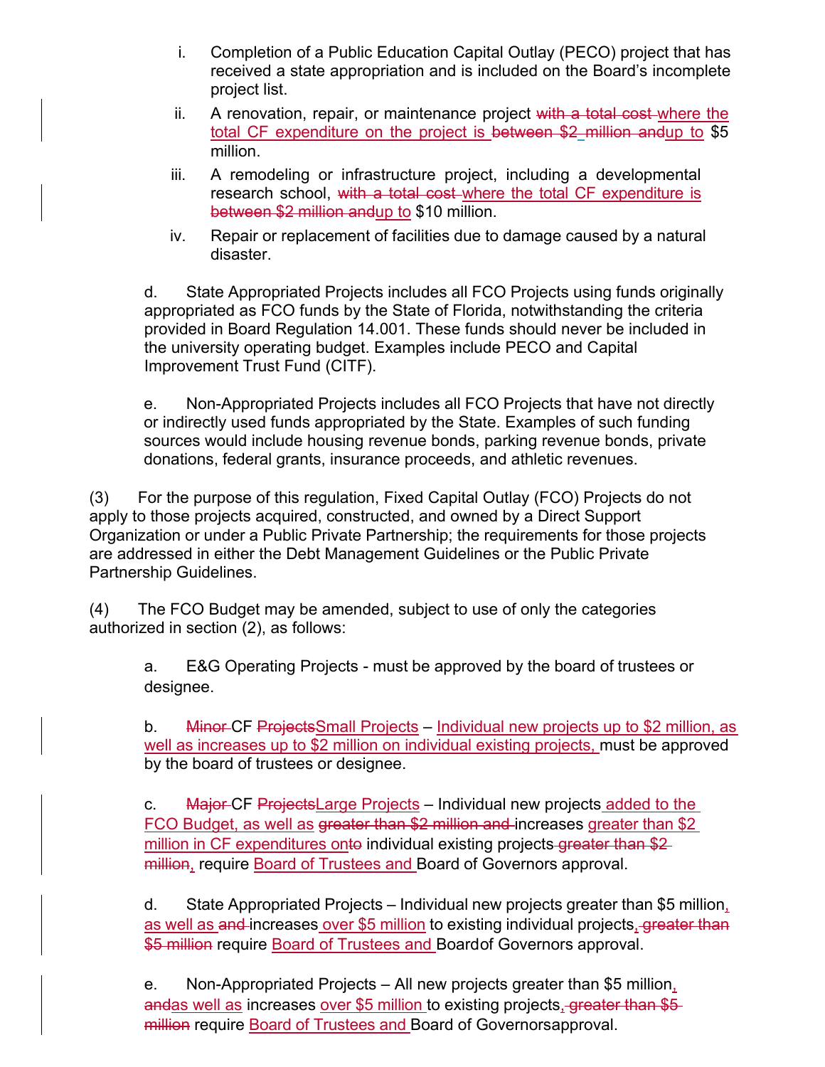i. Completion of a Public Education Capital Outlay (PECO) project that has received a state appropriation and is included on the Board's incomplete project list.

ii. A renovation, repair, or maintenance project ~~with a total cost~~ where the total CF expenditure on the project is ~~between $2 million and~~ up to $5 million.

iii. A remodeling or infrastructure project, including a developmental research school, ~~with a total cost~~ where the total CF expenditure is ~~between $2 million and~~ up to $10 million.

iv. Repair or replacement of facilities due to damage caused by a natural disaster.

d. State Appropriated Projects includes all FCO Projects using funds originally appropriated as FCO funds by the State of Florida, notwithstanding the criteria provided in Board Regulation 14.001. These funds should never be included in the university operating budget. Examples include PECO and Capital Improvement Trust Fund (CITF).

e. Non-Appropriated Projects includes all FCO Projects that have not directly or indirectly used funds appropriated by the State. Examples of such funding sources would include housing revenue bonds, parking revenue bonds, private donations, federal grants, insurance proceeds, and athletic revenues.

(3) For the purpose of this regulation, Fixed Capital Outlay (FCO) Projects do not apply to those projects acquired, constructed, and owned by a Direct Support Organization or under a Public Private Partnership; the requirements for those projects are addressed in either the Debt Management Guidelines or the Public Private Partnership Guidelines.

(4) The FCO Budget may be amended, subject to use of only the categories authorized in section (2), as follows:

a. E&G Operating Projects - must be approved by the board of trustees or designee.

b. ~~Minor~~ CF ~~Projects~~ Small Projects – Individual new projects up to $2 million, as well as increases up to $2 million on individual existing projects, must be approved by the board of trustees or designee.

c. ~~Major~~ CF ~~Projects~~ Large Projects – Individual new projects added to the FCO Budget, as well as ~~greater than $2 million and~~ increases greater than $2 million in CF expenditures on ~~to~~ individual existing projects ~~greater than $2 million~~, require Board of Trustees and Board of Governors approval.

d. State Appropriated Projects – Individual new projects greater than $5 million, as well as ~~and~~ increases over $5 million to existing individual projects, ~~greater than $5 million~~ require Board of Trustees and Board of Governors approval.

e. Non-Appropriated Projects – All new projects greater than $5 million, ~~and~~ as well as increases over $5 million to existing projects, ~~greater than $5 million~~ require Board of Trustees and Board of Governors approval.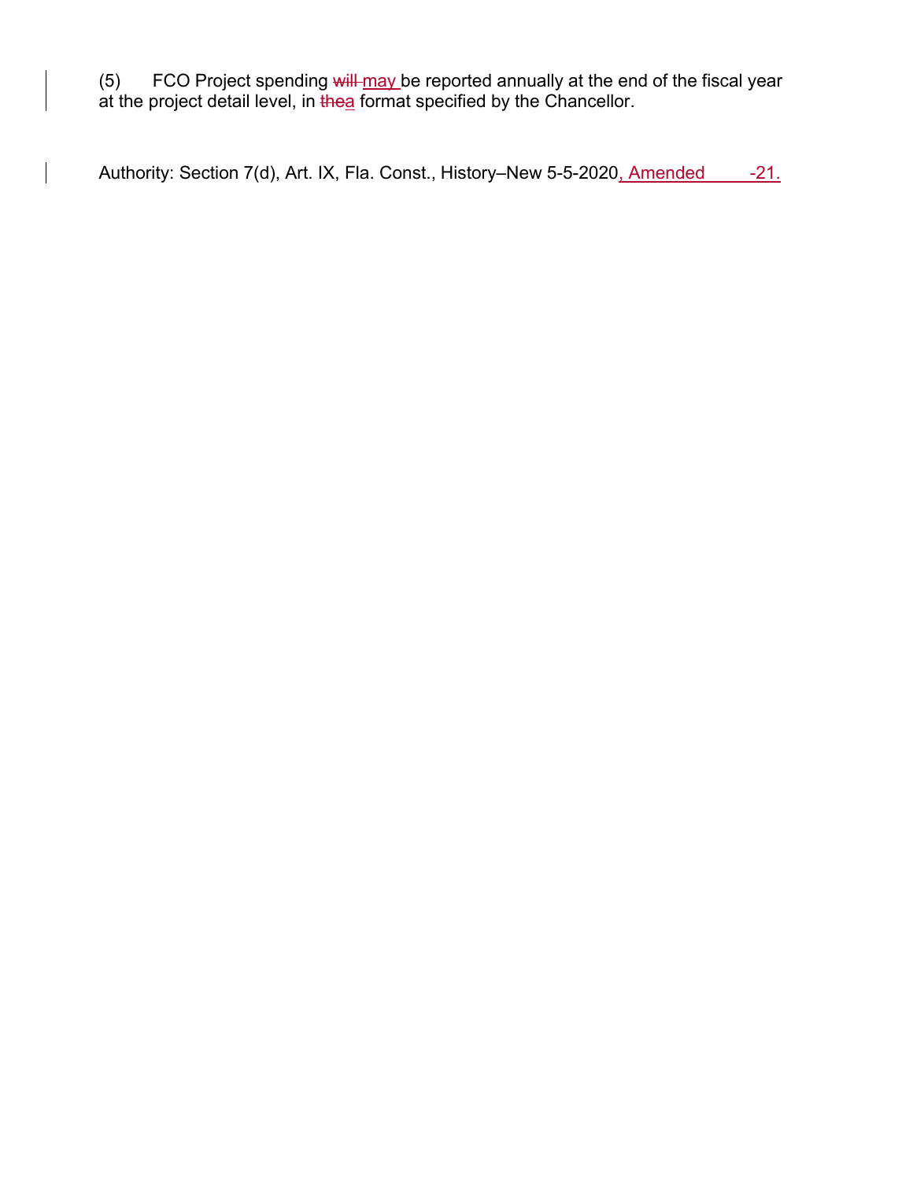(5) FCO Project spending ~~will~~ may be reported annually at the end of the fiscal year at the project detail level, in ~~the~~a format specified by the Chancellor.

Authority: Section 7(d), Art. IX, Fla. Const., History–New 5-5-2020, Amended       -21.